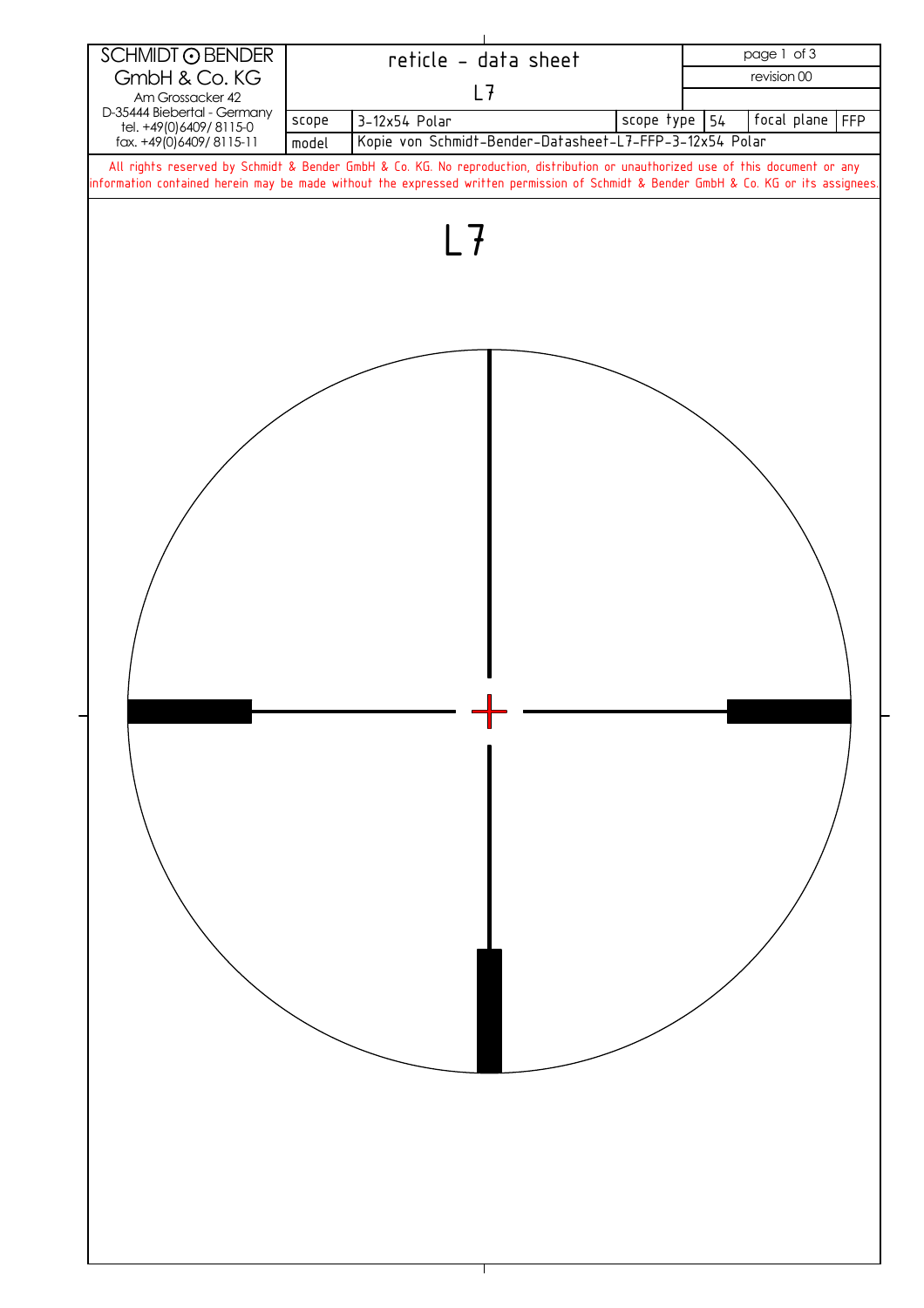| SCHMIDT ⊙ BENDER GmbH & Co. KG Am Grossacker 42 D-35444 Biebertal - Germany tel. +49(0)6409/ 8115-0 fax. +49(0)6409/ 8115-11 | reticle - data sheet L7 | | | | | page 1 of 3 revision 00 |
|---|---|---|---|---|---|---|
| scope | 3-12x54 Polar | scope type | 54 | focal plane | FFP | |
| model | Kopie von Schmidt-Bender-Datasheet-L7-FFP-3-12x54 Polar | | | | | |

All rights reserved by Schmidt & Bender GmbH & Co. KG. No reproduction, distribution or unauthorized use of this document or any information contained herein may be made without the expressed written permission of Schmidt & Bender GmbH & Co. KG or its assignees.

# L7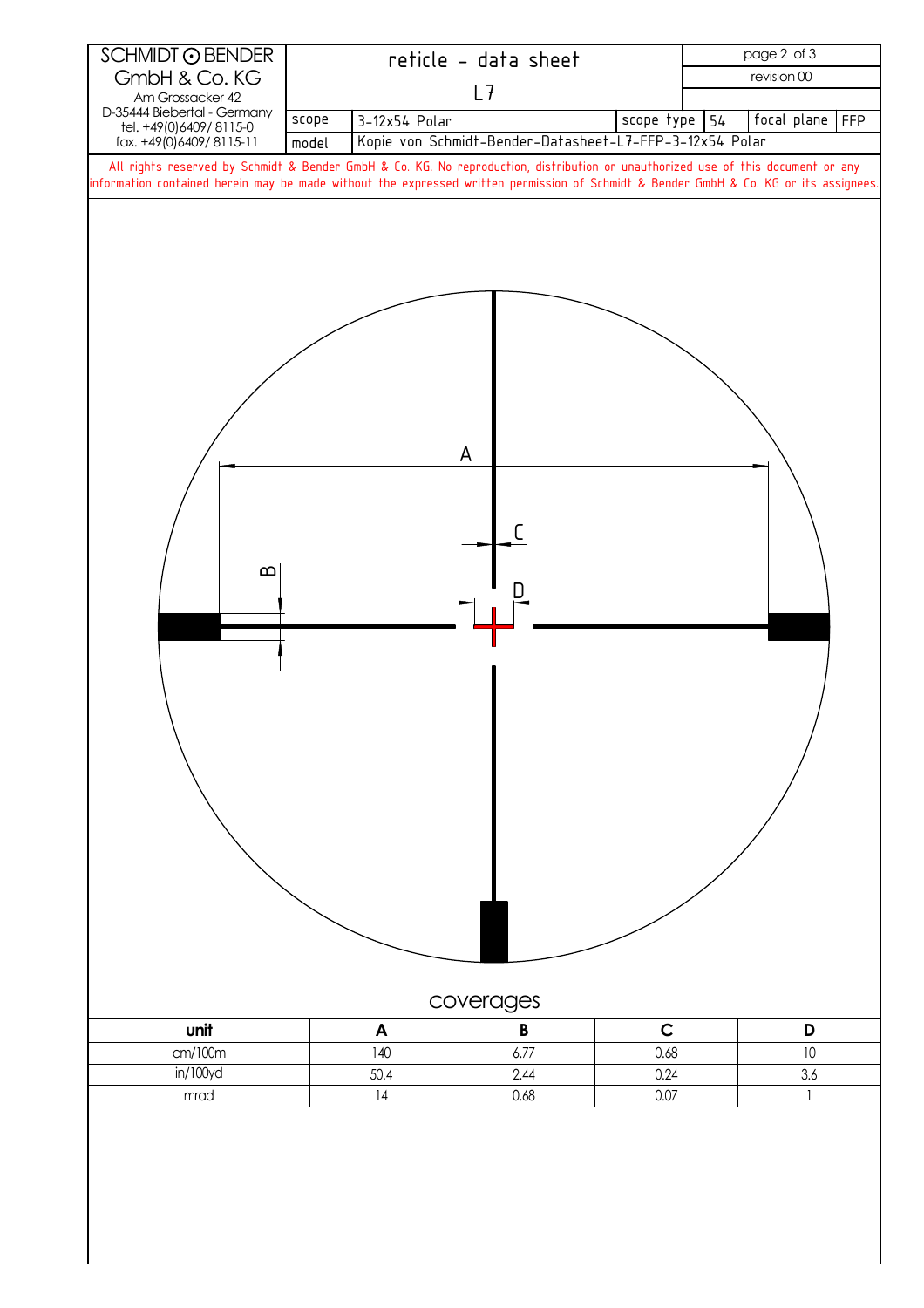SCHMIDT ⊙ BENDER GmbH & Co. KG
Am Grossacker 42
D-35444 Biebertal - Germany
tel. +49(0)6409/ 8115-0
fax. +49(0)6409/ 8115-11

# reticle - data sheet

## L7

| | | | | | |
|---|---|---|---|---|---|
| scope | 3-12x54 Polar | scope type | 54 | focal plane | FFP |
| model | Kopie von Schmidt-Bender-Datasheet-L7-FFP-3-12x54 Polar | | | | |

revision 00

All rights reserved by Schmidt & Bender GmbH & Co. KG. No reproduction, distribution or unauthorized use of this document or any information contained herein may be made without the expressed written permission of Schmidt & Bender GmbH & Co. KG or its assignees.

A

B

C

D

## coverages

| unit | A | B | C | D |
|---|---|---|---|---|
| cm/100m | 140 | 6.77 | 0.68 | 10 |
| in/100yd | 50.4 | 2.44 | 0.24 | 3.6 |
| mrad | 14 | 0.68 | 0.07 | 1 |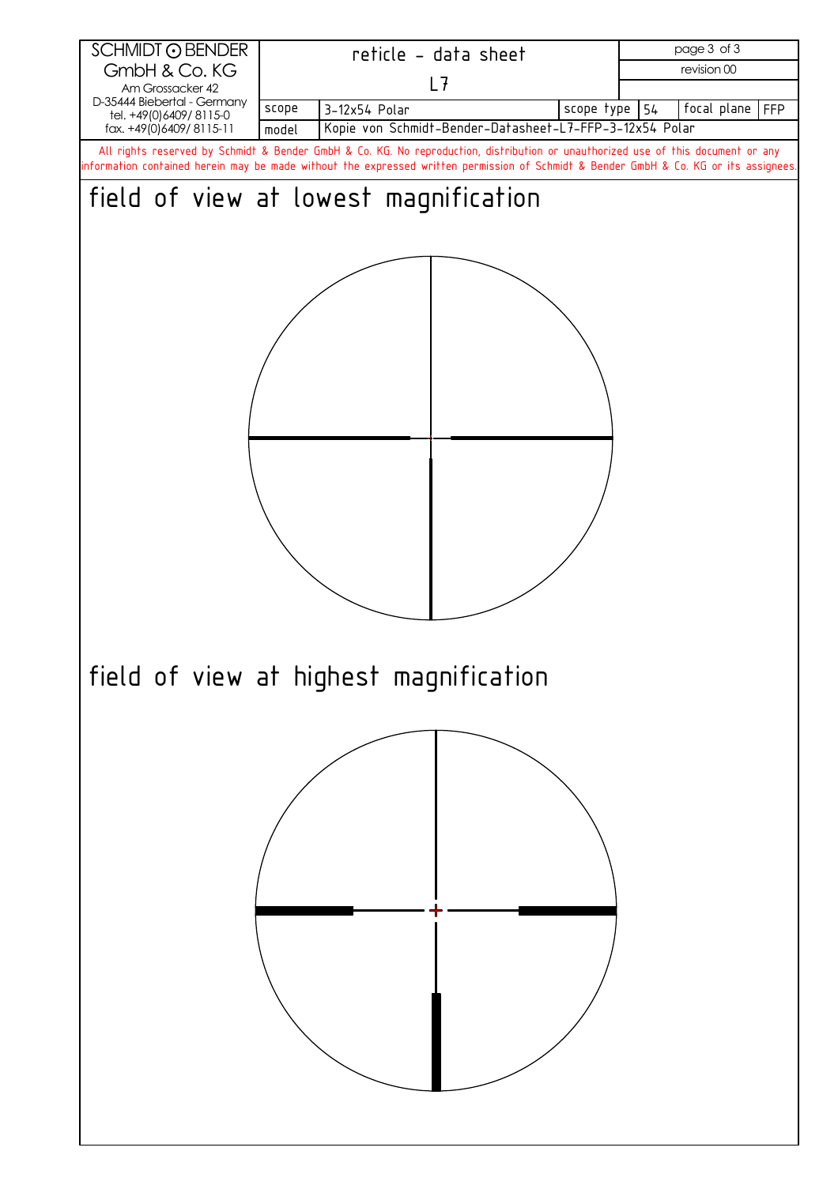| SCHMIDT ⊙ BENDER GmbH & Co. KG Am Grossacker 42 D-35444 Biebertal - Germany tel. +49(0)6409/ 8115-0 fax. +49(0)6409/ 8115-11 | reticle - data sheet L7 | | | | | |
| --- | --- | --- | --- | --- | --- | --- |
| | scope | 3-12x54 Polar | scope type | 54 | focal plane | FFP |
| | model | Kopie von Schmidt-Bender-Datasheet-L7-FFP-3-12x54 Polar | | | | |

revision 00

All rights reserved by Schmidt & Bender GmbH & Co. KG. No reproduction, distribution or unauthorized use of this document or any information contained herein may be made without the expressed written permission of Schmidt & Bender GmbH & Co. KG or its assignees.

# field of view at lowest magnification

# field of view at highest magnification